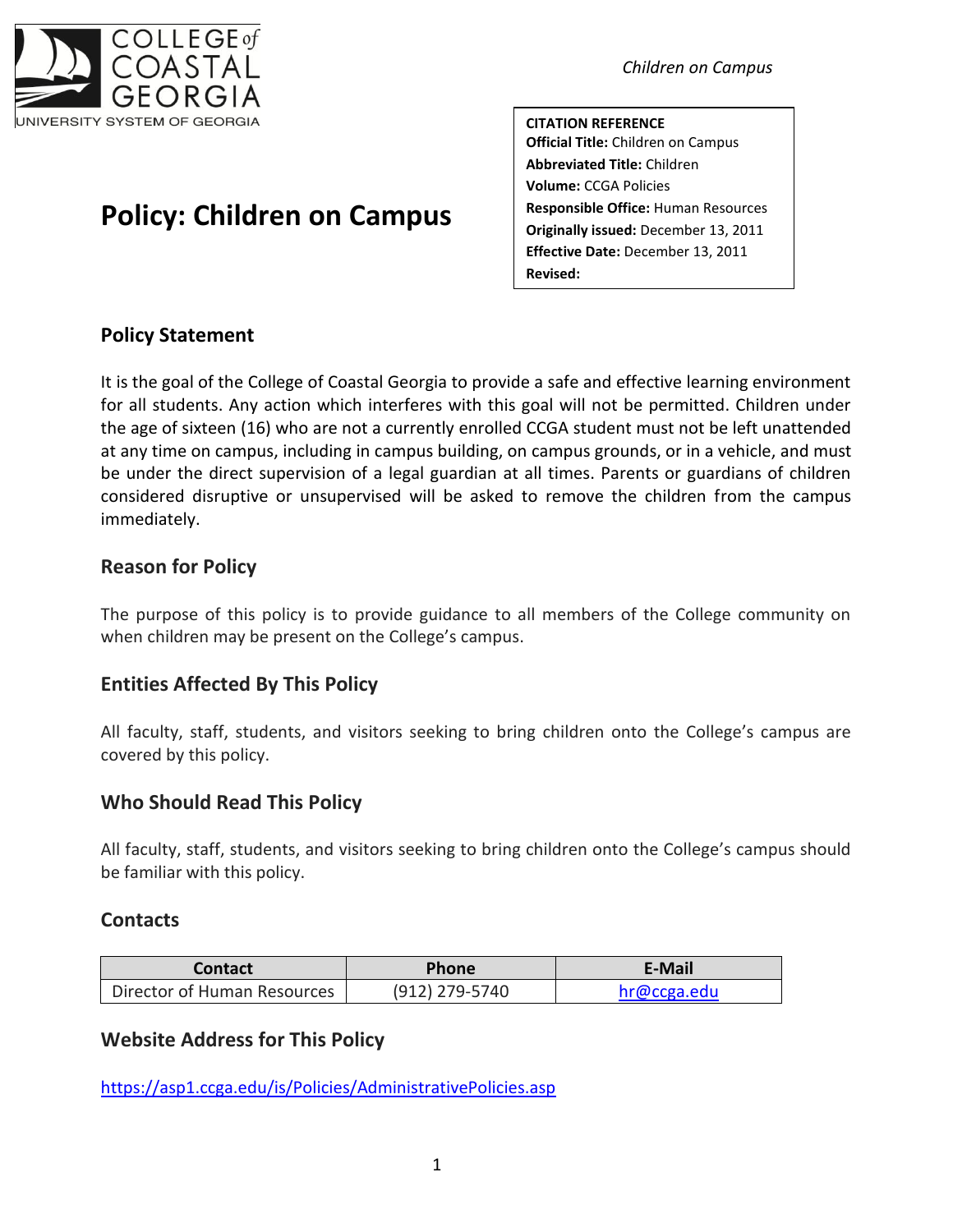# Policy: Children on Campus

**CITATION REFERENCE**
**Official Title:** Children on Campus
**Abbreviated Title:** Children
**Volume:** CCGA Policies
**Responsible Office:** Human Resources
**Originally issued:** December 13, 2011
**Effective Date:** December 13, 2011
**Revised:**

## Policy Statement

It is the goal of the College of Coastal Georgia to provide a safe and effective learning environment for all students. Any action which interferes with this goal will not be permitted. Children under the age of sixteen (16) who are not a currently enrolled CCGA student must not be left unattended at any time on campus, including in campus building, on campus grounds, or in a vehicle, and must be under the direct supervision of a legal guardian at all times. Parents or guardians of children considered disruptive or unsupervised will be asked to remove the children from the campus immediately.

## Reason for Policy

The purpose of this policy is to provide guidance to all members of the College community on when children may be present on the College's campus.

## Entities Affected By This Policy

All faculty, staff, students, and visitors seeking to bring children onto the College's campus are covered by this policy.

## Who Should Read This Policy

All faculty, staff, students, and visitors seeking to bring children onto the College's campus should be familiar with this policy.

## Contacts

| Contact | Phone | E-Mail |
| --- | --- | --- |
| Director of Human Resources | (912) 279-5740 | hr@ccga.edu |

## Website Address for This Policy

https://asp1.ccga.edu/is/Policies/AdministrativePolicies.asp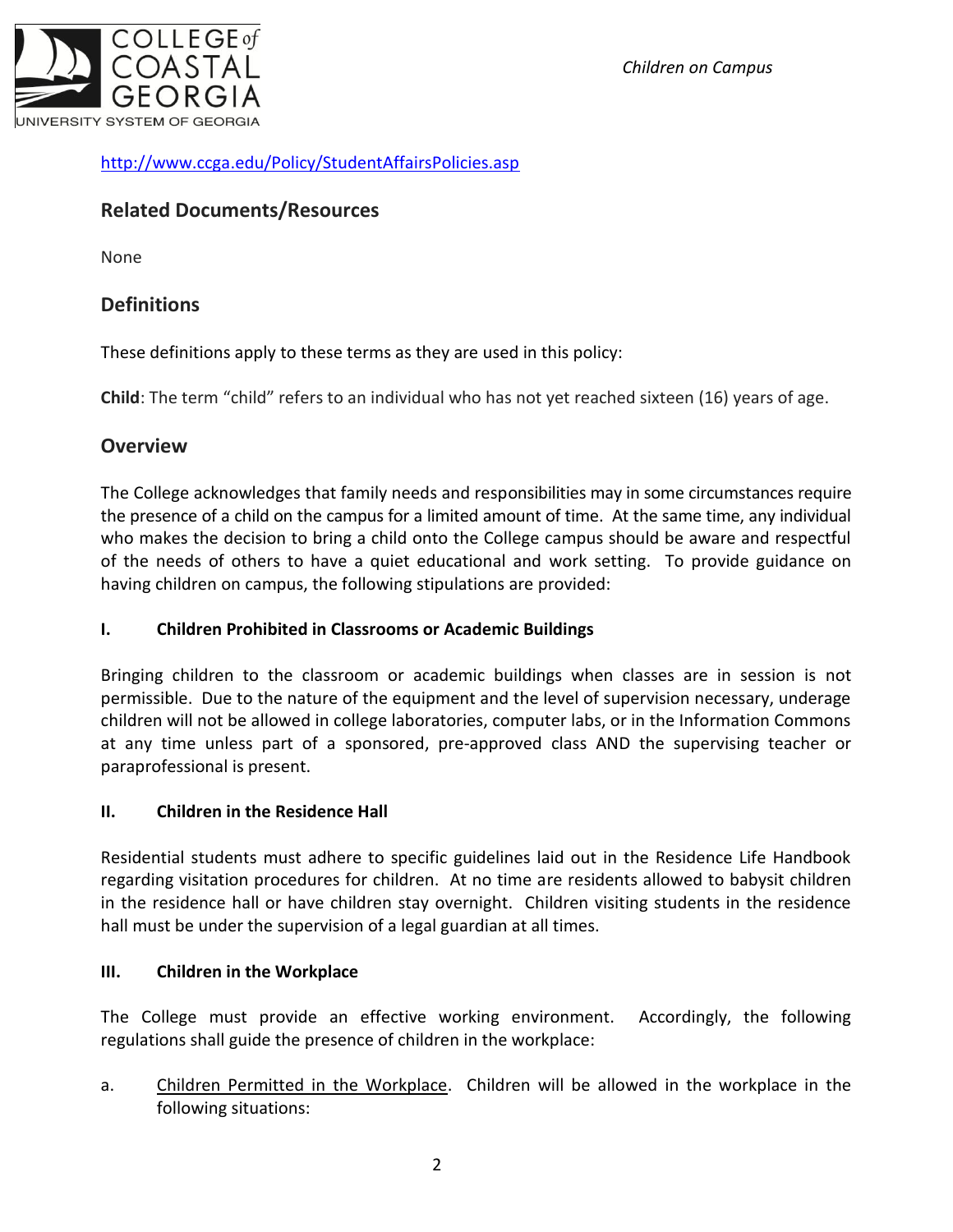http://www.ccga.edu/Policy/StudentAffairsPolicies.asp

## Related Documents/Resources

None

## Definitions

These definitions apply to these terms as they are used in this policy:

**Child**: The term "child" refers to an individual who has not yet reached sixteen (16) years of age.

## Overview

The College acknowledges that family needs and responsibilities may in some circumstances require the presence of a child on the campus for a limited amount of time. At the same time, any individual who makes the decision to bring a child onto the College campus should be aware and respectful of the needs of others to have a quiet educational and work setting. To provide guidance on having children on campus, the following stipulations are provided:

### I. Children Prohibited in Classrooms or Academic Buildings

Bringing children to the classroom or academic buildings when classes are in session is not permissible. Due to the nature of the equipment and the level of supervision necessary, underage children will not be allowed in college laboratories, computer labs, or in the Information Commons at any time unless part of a sponsored, pre-approved class AND the supervising teacher or paraprofessional is present.

### II. Children in the Residence Hall

Residential students must adhere to specific guidelines laid out in the Residence Life Handbook regarding visitation procedures for children. At no time are residents allowed to babysit children in the residence hall or have children stay overnight. Children visiting students in the residence hall must be under the supervision of a legal guardian at all times.

### III. Children in the Workplace

The College must provide an effective working environment. Accordingly, the following regulations shall guide the presence of children in the workplace:

a. Children Permitted in the Workplace. Children will be allowed in the workplace in the following situations: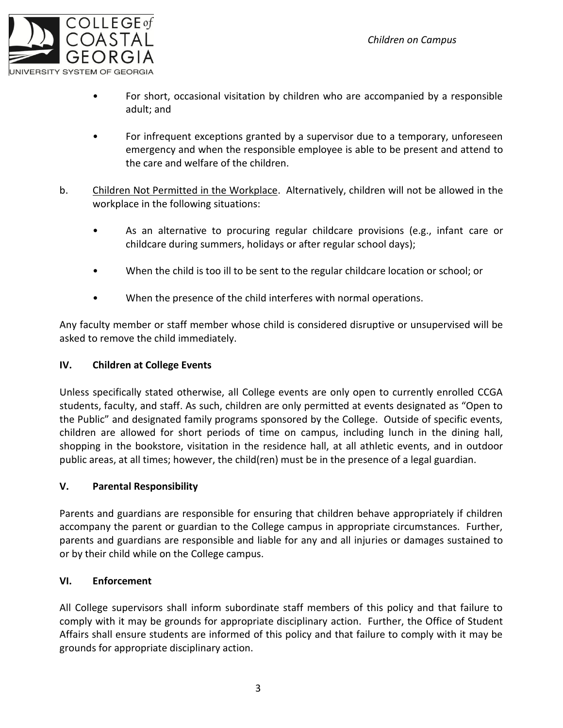- For short, occasional visitation by children who are accompanied by a responsible adult; and

- For infrequent exceptions granted by a supervisor due to a temporary, unforeseen emergency and when the responsible employee is able to be present and attend to the care and welfare of the children.

b. Children Not Permitted in the Workplace. Alternatively, children will not be allowed in the workplace in the following situations:

- As an alternative to procuring regular childcare provisions (e.g., infant care or childcare during summers, holidays or after regular school days);

- When the child is too ill to be sent to the regular childcare location or school; or

- When the presence of the child interferes with normal operations.

Any faculty member or staff member whose child is considered disruptive or unsupervised will be asked to remove the child immediately.

## IV. Children at College Events

Unless specifically stated otherwise, all College events are only open to currently enrolled CCGA students, faculty, and staff. As such, children are only permitted at events designated as "Open to the Public" and designated family programs sponsored by the College. Outside of specific events, children are allowed for short periods of time on campus, including lunch in the dining hall, shopping in the bookstore, visitation in the residence hall, at all athletic events, and in outdoor public areas, at all times; however, the child(ren) must be in the presence of a legal guardian.

## V. Parental Responsibility

Parents and guardians are responsible for ensuring that children behave appropriately if children accompany the parent or guardian to the College campus in appropriate circumstances. Further, parents and guardians are responsible and liable for any and all injuries or damages sustained to or by their child while on the College campus.

## VI. Enforcement

All College supervisors shall inform subordinate staff members of this policy and that failure to comply with it may be grounds for appropriate disciplinary action. Further, the Office of Student Affairs shall ensure students are informed of this policy and that failure to comply with it may be grounds for appropriate disciplinary action.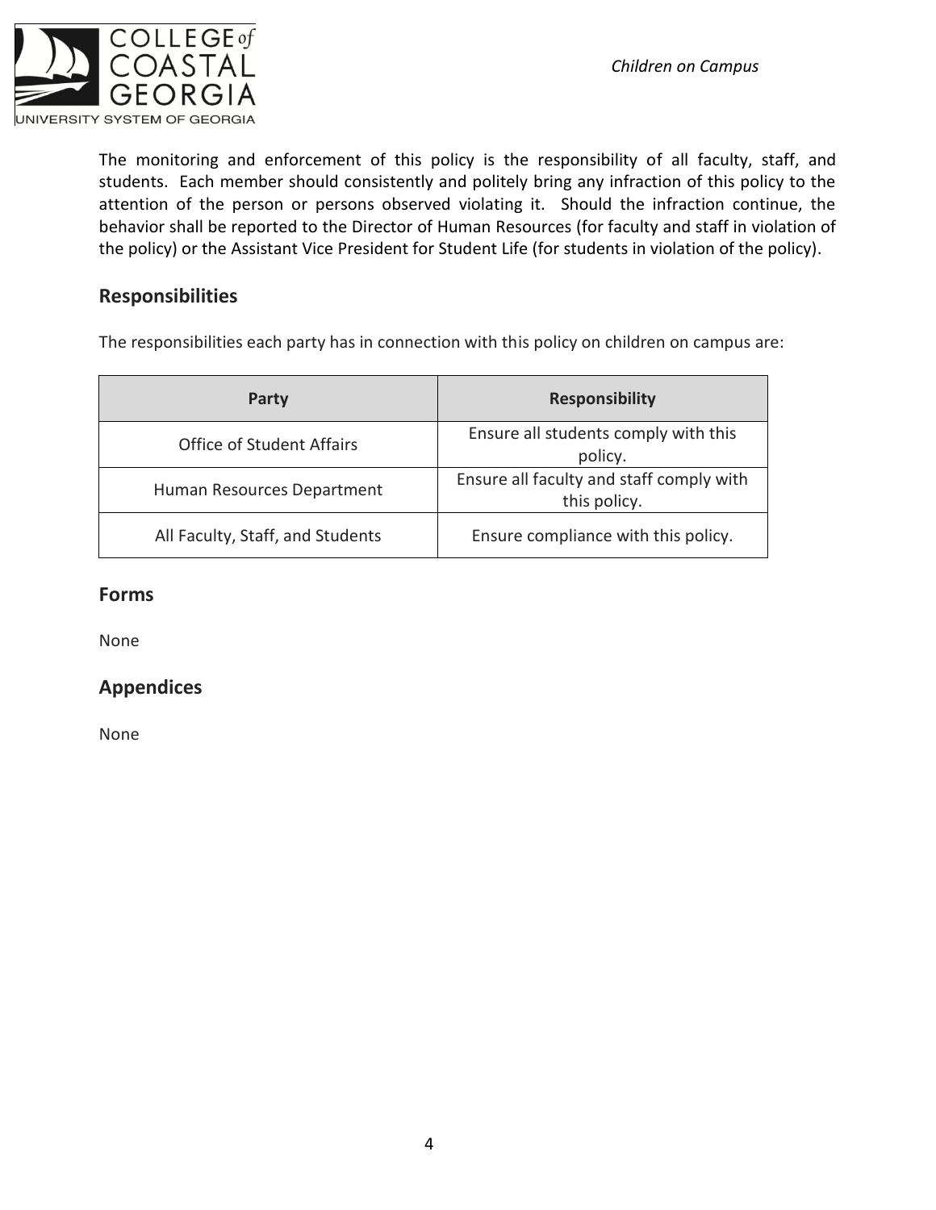The monitoring and enforcement of this policy is the responsibility of all faculty, staff, and students. Each member should consistently and politely bring any infraction of this policy to the attention of the person or persons observed violating it. Should the infraction continue, the behavior shall be reported to the Director of Human Resources (for faculty and staff in violation of the policy) or the Assistant Vice President for Student Life (for students in violation of the policy).

## Responsibilities

The responsibilities each party has in connection with this policy on children on campus are:

| Party | Responsibility |
|---|---|
| Office of Student Affairs | Ensure all students comply with this policy. |
| Human Resources Department | Ensure all faculty and staff comply with this policy. |
| All Faculty, Staff, and Students | Ensure compliance with this policy. |

## Forms

None

## Appendices

None